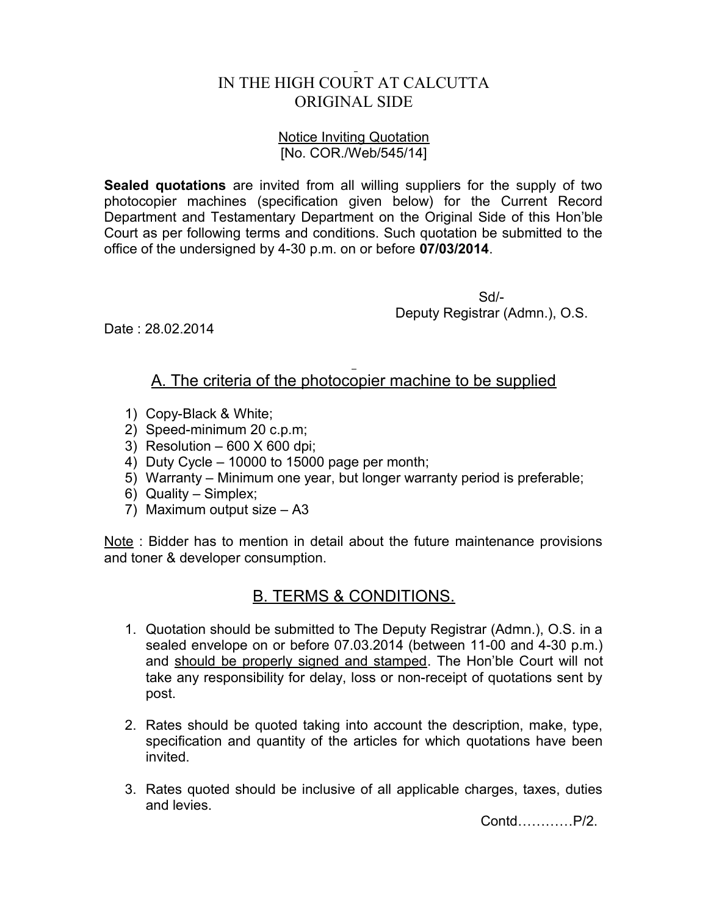# IN THE HIGH COURT AT CALCUTTA
## ORIGINAL SIDE

Notice Inviting Quotation
[No. COR./Web/545/14]

**Sealed quotations** are invited from all willing suppliers for the supply of two photocopier machines (specification given below) for the Current Record Department and Testamentary Department on the Original Side of this Hon'ble Court as per following terms and conditions. Such quotation be submitted to the office of the undersigned by 4-30 p.m. on or before **07/03/2014**.

Sd/-
Deputy Registrar (Admn.), O.S.

Date : 28.02.2014

## A. The criteria of the photocopier machine to be supplied

1) Copy-Black & White;
2) Speed-minimum 20 c.p.m;
3) Resolution – 600 X 600 dpi;
4) Duty Cycle – 10000 to 15000 page per month;
5) Warranty – Minimum one year, but longer warranty period is preferable;
6) Quality – Simplex;
7) Maximum output size – A3

Note : Bidder has to mention in detail about the future maintenance provisions and toner & developer consumption.

## B. TERMS & CONDITIONS.

1. Quotation should be submitted to The Deputy Registrar (Admn.), O.S. in a sealed envelope on or before 07.03.2014 (between 11-00 and 4-30 p.m.) and should be properly signed and stamped. The Hon'ble Court will not take any responsibility for delay, loss or non-receipt of quotations sent by post.

2. Rates should be quoted taking into account the description, make, type, specification and quantity of the articles for which quotations have been invited.

3. Rates quoted should be inclusive of all applicable charges, taxes, duties and levies.

Contd…………P/2.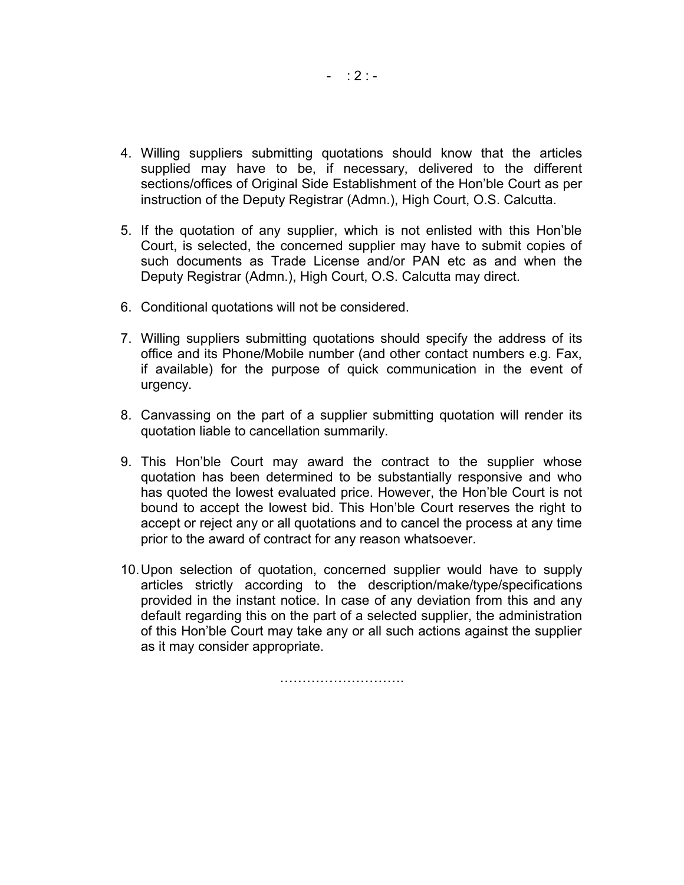4. Willing suppliers submitting quotations should know that the articles supplied may have to be, if necessary, delivered to the different sections/offices of Original Side Establishment of the Hon'ble Court as per instruction of the Deputy Registrar (Admn.), High Court, O.S. Calcutta.

5. If the quotation of any supplier, which is not enlisted with this Hon'ble Court, is selected, the concerned supplier may have to submit copies of such documents as Trade License and/or PAN etc as and when the Deputy Registrar (Admn.), High Court, O.S. Calcutta may direct.

6. Conditional quotations will not be considered.

7. Willing suppliers submitting quotations should specify the address of its office and its Phone/Mobile number (and other contact numbers e.g. Fax, if available) for the purpose of quick communication in the event of urgency.

8. Canvassing on the part of a supplier submitting quotation will render its quotation liable to cancellation summarily.

9. This Hon'ble Court may award the contract to the supplier whose quotation has been determined to be substantially responsive and who has quoted the lowest evaluated price. However, the Hon'ble Court is not bound to accept the lowest bid. This Hon'ble Court reserves the right to accept or reject any or all quotations and to cancel the process at any time prior to the award of contract for any reason whatsoever.

10. Upon selection of quotation, concerned supplier would have to supply articles strictly according to the description/make/type/specifications provided in the instant notice. In case of any deviation from this and any default regarding this on the part of a selected supplier, the administration of this Hon'ble Court may take any or all such actions against the supplier as it may consider appropriate.

……………………….